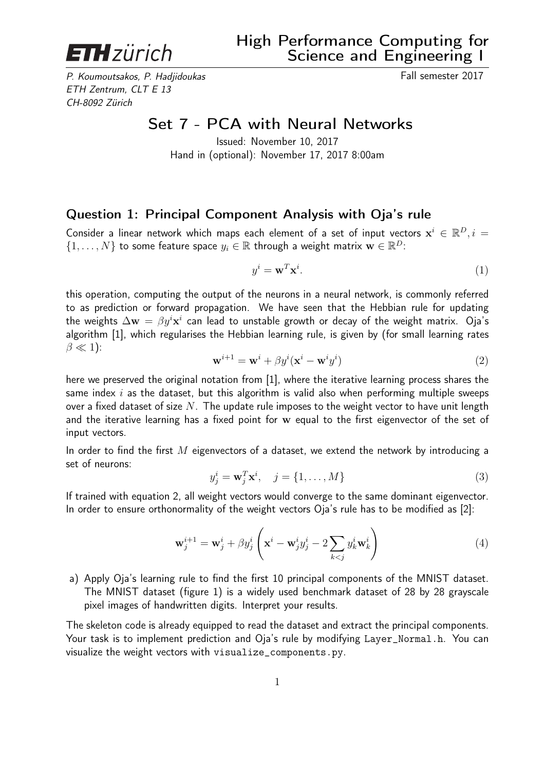**ETH** zürich

# High Performance Computing for Science and Engineering I

P. Koumoutsakos, P. Hadjidoukas
ETH Zentrum, CLT E 13
CH-8092 Zürich

Fall semester 2017

## Set 7 - PCA with Neural Networks

Issued: November 10, 2017
Hand in (optional): November 17, 2017 8:00am

### Question 1: Principal Component Analysis with Oja's rule

Consider a linear network which maps each element of a set of input vectors $\mathbf{x}^i \in \mathbb{R}^D, i = \{1, \ldots, N\}$ to some feature space $y_i \in \mathbb{R}$ through a weight matrix $\mathbf{w} \in \mathbb{R}^D$:

$$y^i = \mathbf{w}^T \mathbf{x}^i. \tag{1}$$

this operation, computing the output of the neurons in a neural network, is commonly referred to as prediction or forward propagation. We have seen that the Hebbian rule for updating the weights $\Delta\mathbf{w} = \beta y^i \mathbf{x}^i$ can lead to unstable growth or decay of the weight matrix. Oja's algorithm [1], which regularises the Hebbian learning rule, is given by (for small learning rates $\beta \ll 1$):

$$\mathbf{w}^{i+1} = \mathbf{w}^i + \beta y^i (\mathbf{x}^i - \mathbf{w}^i y^i) \tag{2}$$

here we preserved the original notation from [1], where the iterative learning process shares the same index $i$ as the dataset, but this algorithm is valid also when performing multiple sweeps over a fixed dataset of size $N$. The update rule imposes to the weight vector to have unit length and the iterative learning has a fixed point for $\mathbf{w}$ equal to the first eigenvector of the set of input vectors.

In order to find the first $M$ eigenvectors of a dataset, we extend the network by introducing a set of neurons:

$$y_j^i = \mathbf{w}_j^T \mathbf{x}^i, \quad j = \{1, \ldots, M\} \tag{3}$$

If trained with equation 2, all weight vectors would converge to the same dominant eigenvector. In order to ensure orthonormality of the weight vectors Oja's rule has to be modified as [2]:

$$\mathbf{w}_j^{i+1} = \mathbf{w}_j^i + \beta y_j^i \left( \mathbf{x}^i - \mathbf{w}_j^i y_j^i - 2 \sum_{k<j} y_k^i \mathbf{w}_k^i \right) \tag{4}$$

a) Apply Oja's learning rule to find the first 10 principal components of the MNIST dataset. The MNIST dataset (figure 1) is a widely used benchmark dataset of 28 by 28 grayscale pixel images of handwritten digits. Interpret your results.

The skeleton code is already equipped to read the dataset and extract the principal components. Your task is to implement prediction and Oja's rule by modifying `Layer_Normal.h`. You can visualize the weight vectors with `visualize_components.py`.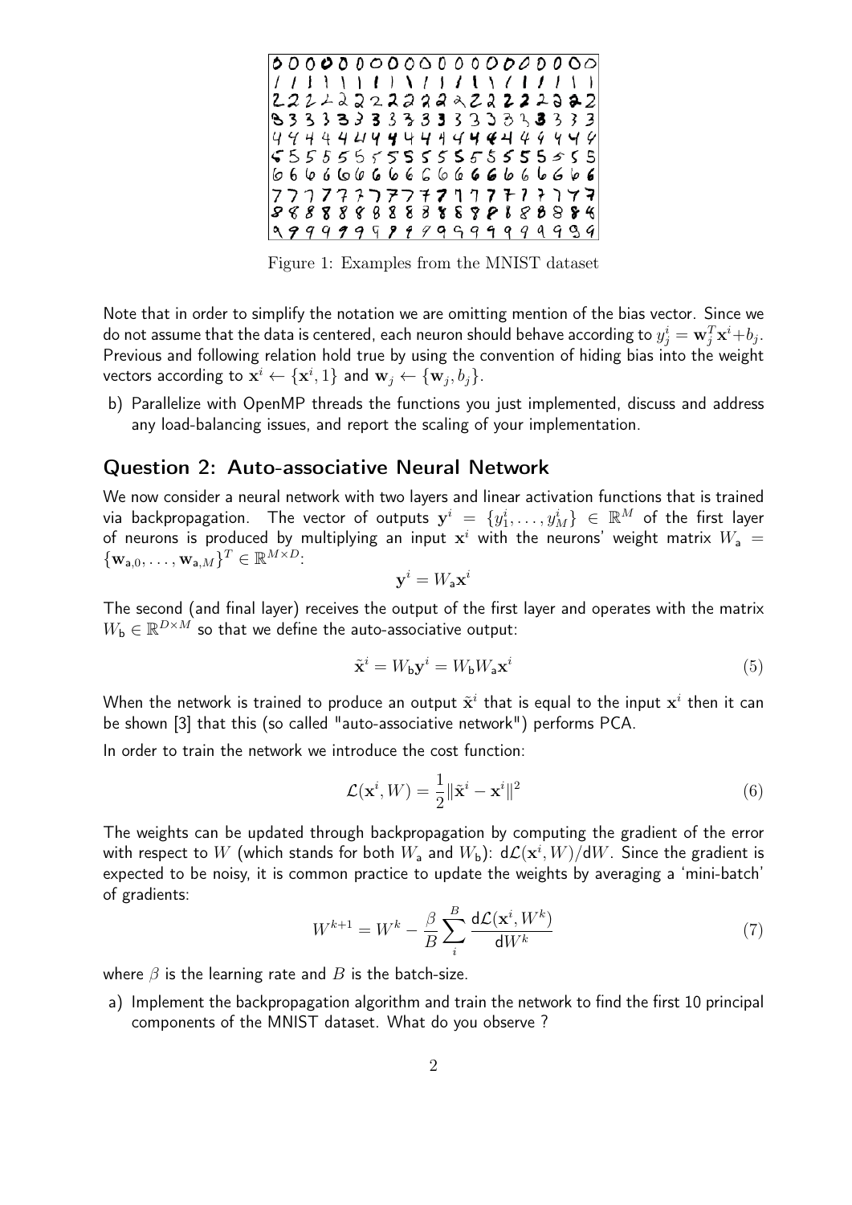Figure 1: Examples from the MNIST dataset

Note that in order to simplify the notation we are omitting mention of the bias vector. Since we do not assume that the data is centered, each neuron should behave according to $y_j^i = \mathbf{w}_j^T \mathbf{x}^i + b_j$. Previous and following relation hold true by using the convention of hiding bias into the weight vectors according to $\mathbf{x}^i \leftarrow \{\mathbf{x}^i, 1\}$ and $\mathbf{w}_j \leftarrow \{\mathbf{w}_j, b_j\}$.

b) Parallelize with OpenMP threads the functions you just implemented, discuss and address any load-balancing issues, and report the scaling of your implementation.

## Question 2: Auto-associative Neural Network

We now consider a neural network with two layers and linear activation functions that is trained via backpropagation. The vector of outputs $\mathbf{y}^i = \{y_1^i, \ldots, y_M^i\} \in \mathbb{R}^M$ of the first layer of neurons is produced by multiplying an input $\mathbf{x}^i$ with the neurons' weight matrix $W_\mathsf{a} = \{\mathbf{w}_{\mathsf{a},0}, \ldots, \mathbf{w}_{\mathsf{a},M}\}^T \in \mathbb{R}^{M \times D}$:

$$\mathbf{y}^i = W_\mathsf{a} \mathbf{x}^i$$

The second (and final layer) receives the output of the first layer and operates with the matrix $W_\mathsf{b} \in \mathbb{R}^{D \times M}$ so that we define the auto-associative output:

$$\tilde{\mathbf{x}}^i = W_\mathsf{b} \mathbf{y}^i = W_\mathsf{b} W_\mathsf{a} \mathbf{x}^i \tag{5}$$

When the network is trained to produce an output $\tilde{\mathbf{x}}^i$ that is equal to the input $\mathbf{x}^i$ then it can be shown [3] that this (so called "auto-associative network") performs PCA.

In order to train the network we introduce the cost function:

$$\mathcal{L}(\mathbf{x}^i, W) = \frac{1}{2} \|\tilde{\mathbf{x}}^i - \mathbf{x}^i\|^2 \tag{6}$$

The weights can be updated through backpropagation by computing the gradient of the error with respect to $W$ (which stands for both $W_\mathsf{a}$ and $W_\mathsf{b}$): $\mathsf{d}\mathcal{L}(\mathbf{x}^i, W)/\mathsf{d}W$. Since the gradient is expected to be noisy, it is common practice to update the weights by averaging a 'mini-batch' of gradients:

$$W^{k+1} = W^k - \frac{\beta}{B} \sum_i^B \frac{\mathsf{d}\mathcal{L}(\mathbf{x}^i, W^k)}{\mathsf{d}W^k} \tag{7}$$

where $\beta$ is the learning rate and $B$ is the batch-size.

a) Implement the backpropagation algorithm and train the network to find the first 10 principal components of the MNIST dataset. What do you observe ?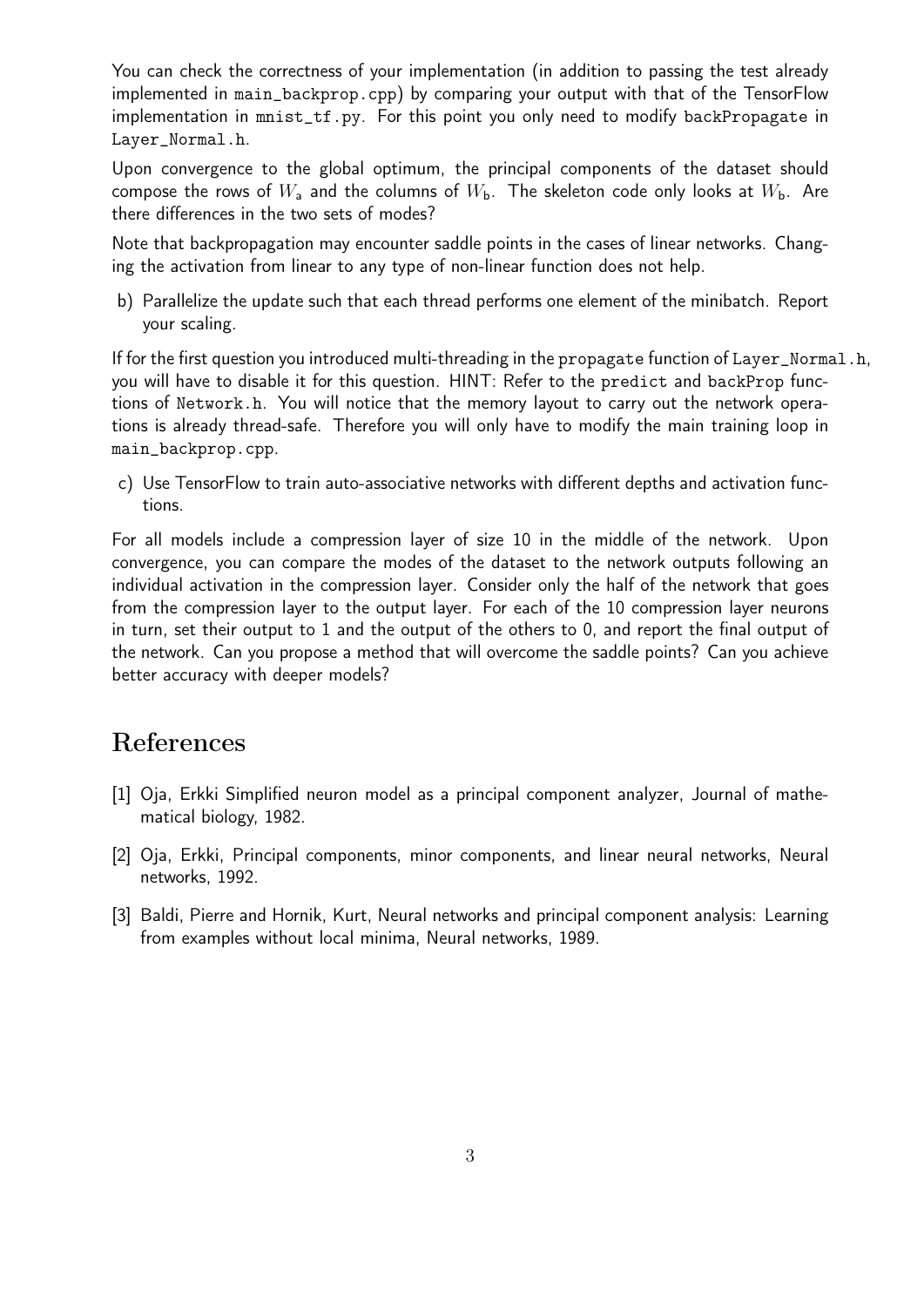You can check the correctness of your implementation (in addition to passing the test already implemented in `main_backprop.cpp`) by comparing your output with that of the TensorFlow implementation in `mnist_tf.py`. For this point you only need to modify `backPropagate` in `Layer_Normal.h`.

Upon convergence to the global optimum, the principal components of the dataset should compose the rows of $W_a$ and the columns of $W_b$. The skeleton code only looks at $W_b$. Are there differences in the two sets of modes?

Note that backpropagation may encounter saddle points in the cases of linear networks. Changing the activation from linear to any type of non-linear function does not help.

b) Parallelize the update such that each thread performs one element of the minibatch. Report your scaling.

If for the first question you introduced multi-threading in the `propagate` function of `Layer_Normal.h`, you will have to disable it for this question. HINT: Refer to the `predict` and `backProp` functions of `Network.h`. You will notice that the memory layout to carry out the network operations is already thread-safe. Therefore you will only have to modify the main training loop in `main_backprop.cpp`.

c) Use TensorFlow to train auto-associative networks with different depths and activation functions.

For all models include a compression layer of size 10 in the middle of the network. Upon convergence, you can compare the modes of the dataset to the network outputs following an individual activation in the compression layer. Consider only the half of the network that goes from the compression layer to the output layer. For each of the 10 compression layer neurons in turn, set their output to 1 and the output of the others to 0, and report the final output of the network. Can you propose a method that will overcome the saddle points? Can you achieve better accuracy with deeper models?

## References

[1] Oja, Erkki Simplified neuron model as a principal component analyzer, Journal of mathematical biology, 1982.

[2] Oja, Erkki, Principal components, minor components, and linear neural networks, Neural networks, 1992.

[3] Baldi, Pierre and Hornik, Kurt, Neural networks and principal component analysis: Learning from examples without local minima, Neural networks, 1989.